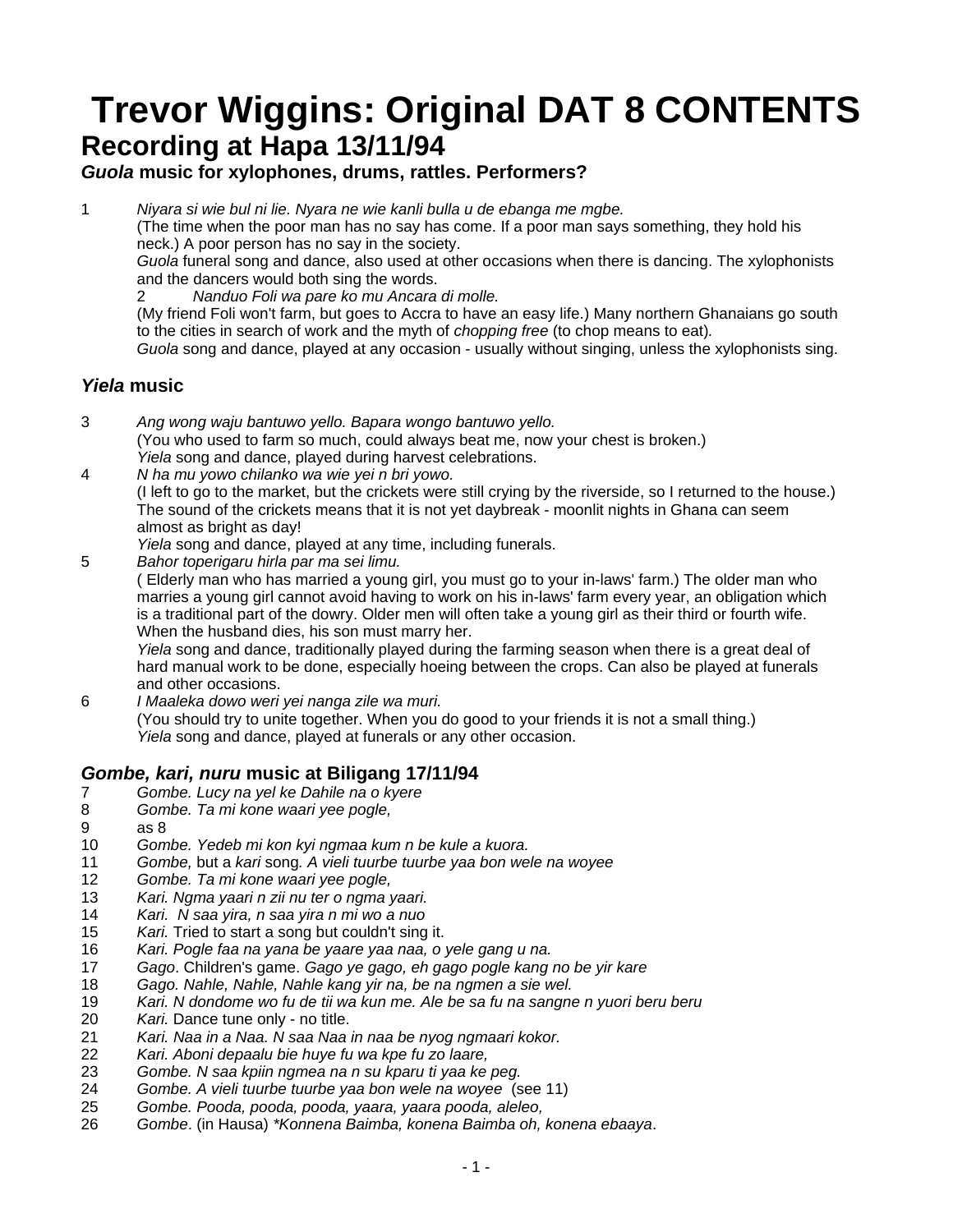# Trevor Wiggins: Original DAT 8 CONTENTS

## Recording at Hapa 13/11/94

### *Guola* music for xylophones, drums, rattles. Performers?

1 *Niyara si wie bul ni lie. Nyara ne wie kanli bulla u de ebanga me mgbe.*
(The time when the poor man has no say has come. If a poor man says something, they hold his neck.) A poor person has no say in the society.
*Guola* funeral song and dance, also used at other occasions when there is dancing. The xylophonists and the dancers would both sing the words.

2 *Nanduo Foli wa pare ko mu Ancara di molle.*
(My friend Foli won't farm, but goes to Accra to have an easy life.) Many northern Ghanaians go south to the cities in search of work and the myth of *chopping free* (to chop means to eat).
*Guola* song and dance, played at any occasion - usually without singing, unless the xylophonists sing.

### *Yiela* music

3 *Ang wong waju bantuwo yello. Bapara wongo bantuwo yello.*
(You who used to farm so much, could always beat me, now your chest is broken.)
*Yiela* song and dance, played during harvest celebrations.

4 *N ha mu yowo chilanko wa wie yei n bri yowo.*
(I left to go to the market, but the crickets were still crying by the riverside, so I returned to the house.) The sound of the crickets means that it is not yet daybreak - moonlit nights in Ghana can seem almost as bright as day!
*Yiela* song and dance, played at any time, including funerals.

5 *Bahor toperigaru hirla par ma sei limu.*
( Elderly man who has married a young girl, you must go to your in-laws' farm.) The older man who marries a young girl cannot avoid having to work on his in-laws' farm every year, an obligation which is a traditional part of the dowry. Older men will often take a young girl as their third or fourth wife. When the husband dies, his son must marry her.
*Yiela* song and dance, traditionally played during the farming season when there is a great deal of hard manual work to be done, especially hoeing between the crops. Can also be played at funerals and other occasions.

6 *I Maaleka dowo weri yei nanga zile wa muri.*
(You should try to unite together. When you do good to your friends it is not a small thing.)
*Yiela* song and dance, played at funerals or any other occasion.

### *Gombe, kari, nuru* music at Biligang 17/11/94

7 *Gombe. Lucy na yel ke Dahile na o kyere*
8 *Gombe. Ta mi kone waari yee pogle,*
9 as 8
10 *Gombe. Yedeb mi kon kyi ngmaa kum n be kule a kuora.*
11 *Gombe,* but a *kari* song*. A vieli tuurbe tuurbe yaa bon wele na woyee*
12 *Gombe. Ta mi kone waari yee pogle,*
13 *Kari. Ngma yaari n zii nu ter o ngma yaari.*
14 *Kari. N saa yira, n saa yira n mi wo a nuo*
15 *Kari.* Tried to start a song but couldn't sing it.
16 *Kari. Pogle faa na yana be yaare yaa naa, o yele gang u na.*
17 *Gago*. Children's game. *Gago ye gago, eh gago pogle kang no be yir kare*
18 *Gago. Nahle, Nahle, Nahle kang yir na, be na ngmen a sie wel.*
19 *Kari. N dondome wo fu de tii wa kun me. Ale be sa fu na sangne n yuori beru beru*
20 *Kari.* Dance tune only - no title.
21 *Kari. Naa in a Naa. N saa Naa in naa be nyog ngmaari kokor.*
22 *Kari. Aboni depaalu bie huye fu wa kpe fu zo laare,*
23 *Gombe. N saa kpiin ngmea na n su kparu ti yaa ke peg.*
24 *Gombe. A vieli tuurbe tuurbe yaa bon wele na woyee* (see 11)
25 *Gombe. Pooda, pooda, pooda, yaara, yaara pooda, aleleo,*
26 *Gombe*. (in Hausa) *\*Konnena Baimba, konena Baimba oh, konena ebaaya*.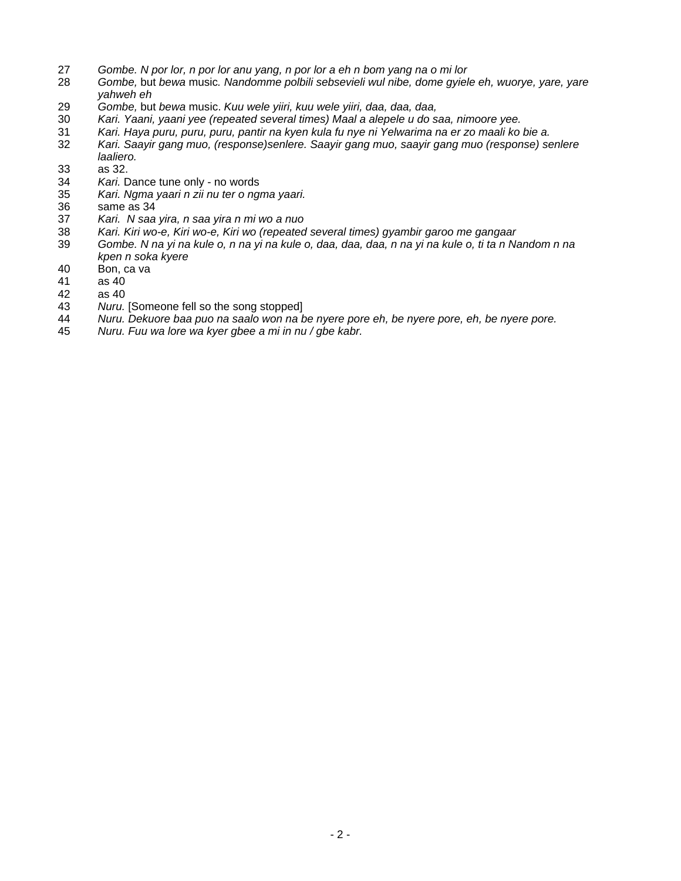27 *Gombe. N por lor, n por lor anu yang, n por lor a eh n bom yang na o mi lor*
28 *Gombe,* but *bewa* music*. Nandomme polbili sebsevieli wul nibe, dome gyiele eh, wuorye, yare, yare yahweh eh*
29 *Gombe,* but *bewa* music. *Kuu wele yiiri, kuu wele yiiri, daa, daa, daa,*
30 *Kari. Yaani, yaani yee (repeated several times) Maal a alepele u do saa, nimoore yee.*
31 *Kari. Haya puru, puru, puru, pantir na kyen kula fu nye ni Yelwarima na er zo maali ko bie a.*
32 *Kari. Saayir gang muo, (response)senlere. Saayir gang muo, saayir gang muo (response) senlere laaliero.*
33 as 32.
34 *Kari.* Dance tune only - no words
35 *Kari. Ngma yaari n zii nu ter o ngma yaari.*
36 same as 34
37 *Kari. N saa yira, n saa yira n mi wo a nuo*
38 *Kari. Kiri wo-e, Kiri wo-e, Kiri wo (repeated several times) gyambir garoo me gangaar*
39 *Gombe. N na yi na kule o, n na yi na kule o, daa, daa, daa, n na yi na kule o, ti ta n Nandom n na kpen n soka kyere*
40 Bon, ca va
41 as 40
42 as 40
43 *Nuru.* [Someone fell so the song stopped]
44 *Nuru. Dekuore baa puo na saalo won na be nyere pore eh, be nyere pore, eh, be nyere pore.*
45 *Nuru. Fuu wa lore wa kyer gbee a mi in nu / gbe kabr.*